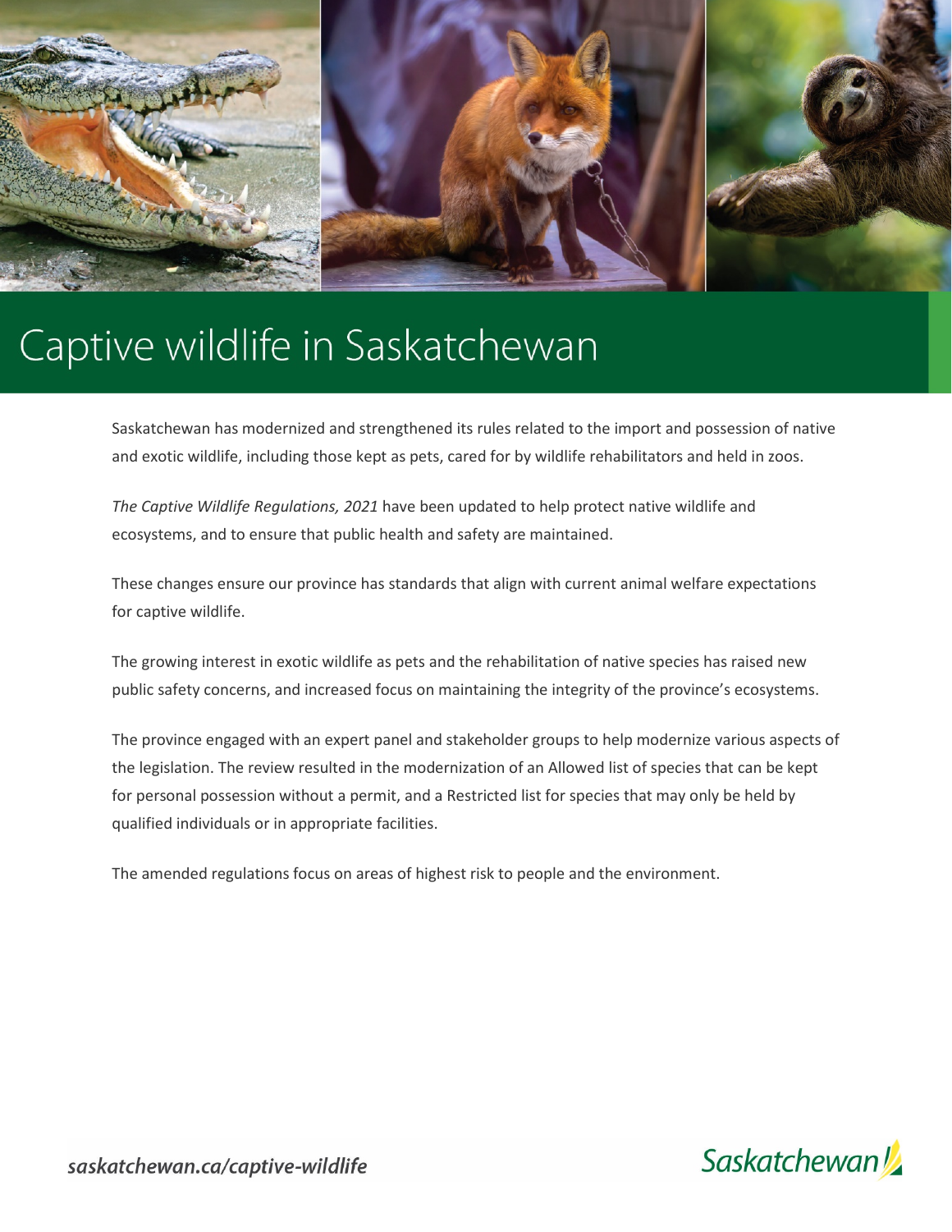# Captive wildlife in Saskatchewan

Saskatchewan has modernized and strengthened its rules related to the import and possession of native and exotic wildlife, including those kept as pets, cared for by wildlife rehabilitators and held in zoos.

*The Captive Wildlife Regulations, 2021* have been updated to help protect native wildlife and ecosystems, and to ensure that public health and safety are maintained.

These changes ensure our province has standards that align with current animal welfare expectations for captive wildlife.

The growing interest in exotic wildlife as pets and the rehabilitation of native species has raised new public safety concerns, and increased focus on maintaining the integrity of the province's ecosystems.

The province engaged with an expert panel and stakeholder groups to help modernize various aspects of the legislation. The review resulted in the modernization of an Allowed list of species that can be kept for personal possession without a permit, and a Restricted list for species that may only be held by qualified individuals or in appropriate facilities.

The amended regulations focus on areas of highest risk to people and the environment.

saskatchewan.ca/captive-wildlife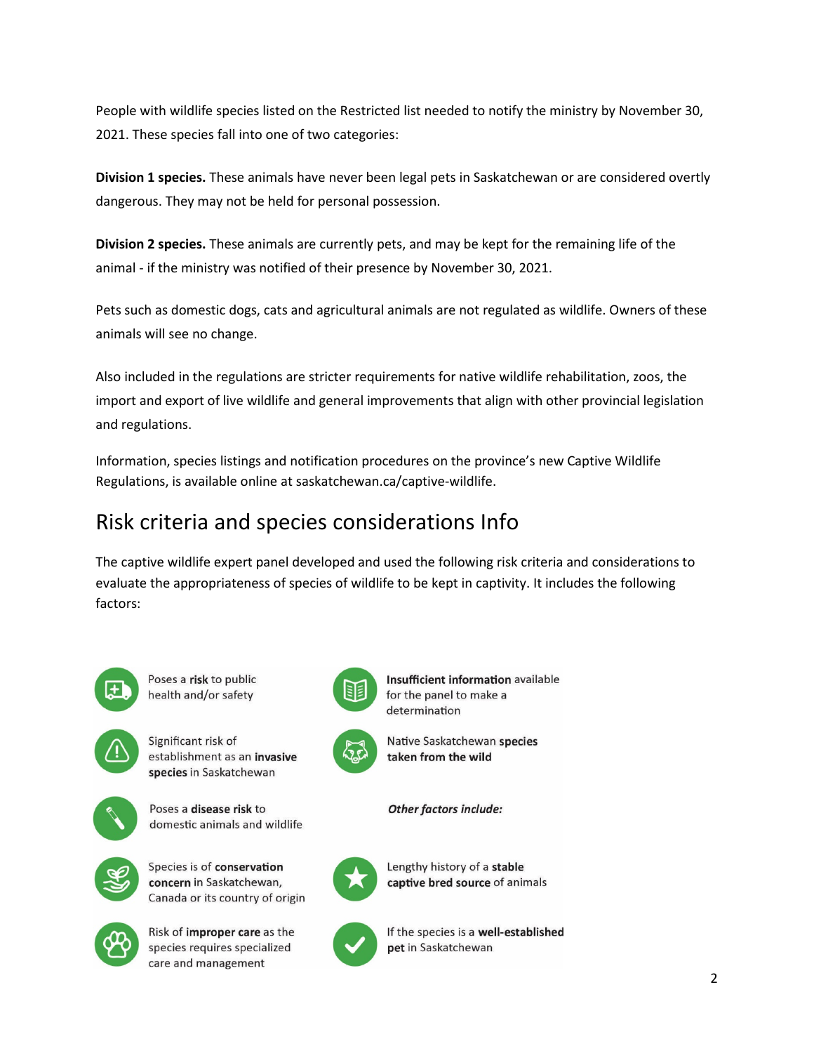People with wildlife species listed on the Restricted list needed to notify the ministry by November 30, 2021. These species fall into one of two categories:

**Division 1 species.** These animals have never been legal pets in Saskatchewan or are considered overtly dangerous. They may not be held for personal possession.

**Division 2 species.** These animals are currently pets, and may be kept for the remaining life of the animal - if the ministry was notified of their presence by November 30, 2021.

Pets such as domestic dogs, cats and agricultural animals are not regulated as wildlife. Owners of these animals will see no change.

Also included in the regulations are stricter requirements for native wildlife rehabilitation, zoos, the import and export of live wildlife and general improvements that align with other provincial legislation and regulations.

Information, species listings and notification procedures on the province's new Captive Wildlife Regulations, is available online at saskatchewan.ca/captive-wildlife.

## Risk criteria and species considerations Info

The captive wildlife expert panel developed and used the following risk criteria and considerations to evaluate the appropriateness of species of wildlife to be kept in captivity. It includes the following factors:

- Poses a **risk** to public health and/or safety
- Significant risk of establishment as an **invasive species** in Saskatchewan
- Poses a **disease risk** to domestic animals and wildlife
- Species is of **conservation concern** in Saskatchewan, Canada or its country of origin
- Risk of **improper care** as the species requires specialized care and management
- **Insufficient information** available for the panel to make a determination
- Native Saskatchewan **species taken from the wild**

***Other factors include:***

- Lengthy history of a **stable captive bred source** of animals
- If the species is a **well-established pet** in Saskatchewan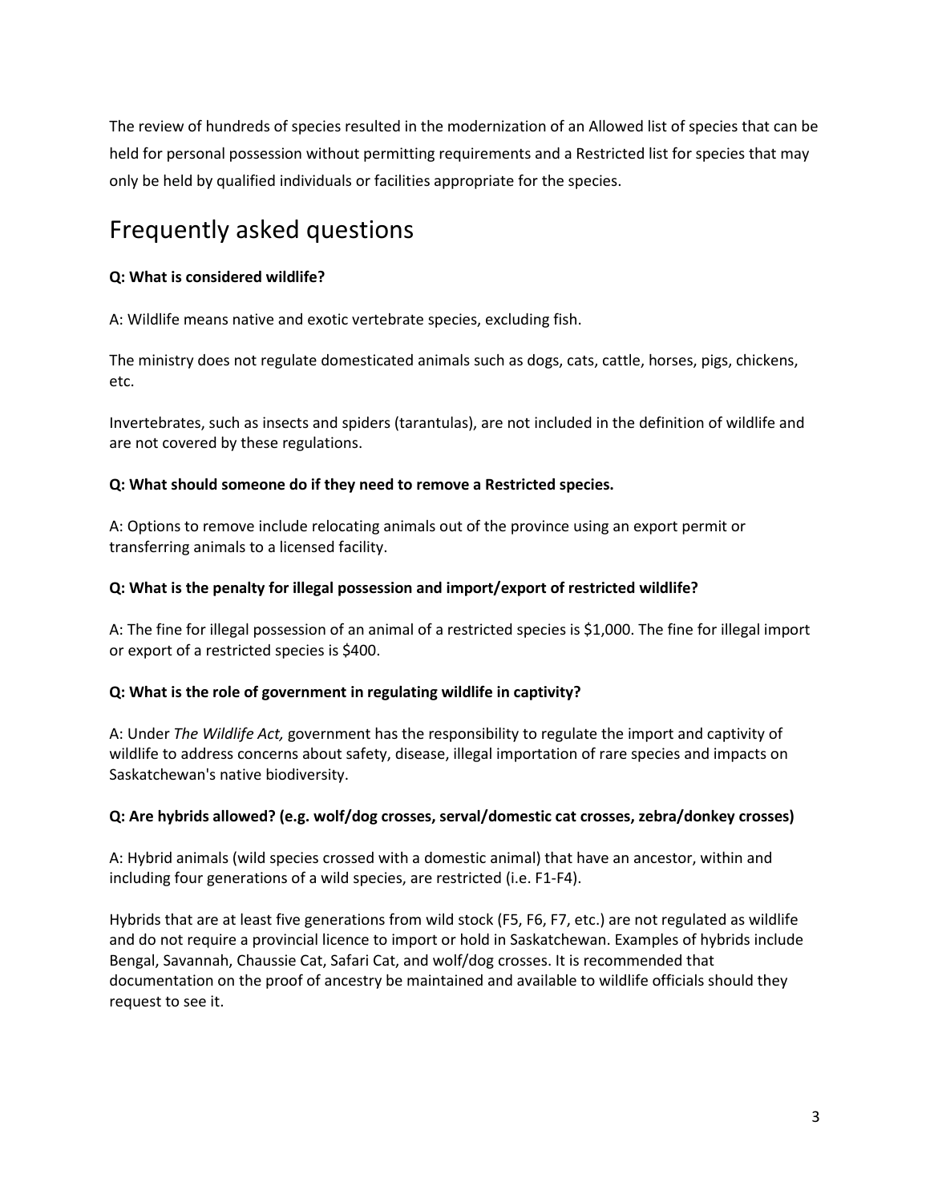The review of hundreds of species resulted in the modernization of an Allowed list of species that can be held for personal possession without permitting requirements and a Restricted list for species that may only be held by qualified individuals or facilities appropriate for the species.

## Frequently asked questions

**Q: What is considered wildlife?**

A: Wildlife means native and exotic vertebrate species, excluding fish.

The ministry does not regulate domesticated animals such as dogs, cats, cattle, horses, pigs, chickens, etc.

Invertebrates, such as insects and spiders (tarantulas), are not included in the definition of wildlife and are not covered by these regulations.

**Q: What should someone do if they need to remove a Restricted species.**

A: Options to remove include relocating animals out of the province using an export permit or transferring animals to a licensed facility.

**Q: What is the penalty for illegal possession and import/export of restricted wildlife?**

A: The fine for illegal possession of an animal of a restricted species is $1,000. The fine for illegal import or export of a restricted species is $400.

**Q: What is the role of government in regulating wildlife in captivity?**

A: Under *The Wildlife Act,* government has the responsibility to regulate the import and captivity of wildlife to address concerns about safety, disease, illegal importation of rare species and impacts on Saskatchewan's native biodiversity.

**Q: Are hybrids allowed? (e.g. wolf/dog crosses, serval/domestic cat crosses, zebra/donkey crosses)**

A: Hybrid animals (wild species crossed with a domestic animal) that have an ancestor, within and including four generations of a wild species, are restricted (i.e. F1-F4).

Hybrids that are at least five generations from wild stock (F5, F6, F7, etc.) are not regulated as wildlife and do not require a provincial licence to import or hold in Saskatchewan. Examples of hybrids include Bengal, Savannah, Chaussie Cat, Safari Cat, and wolf/dog crosses. It is recommended that documentation on the proof of ancestry be maintained and available to wildlife officials should they request to see it.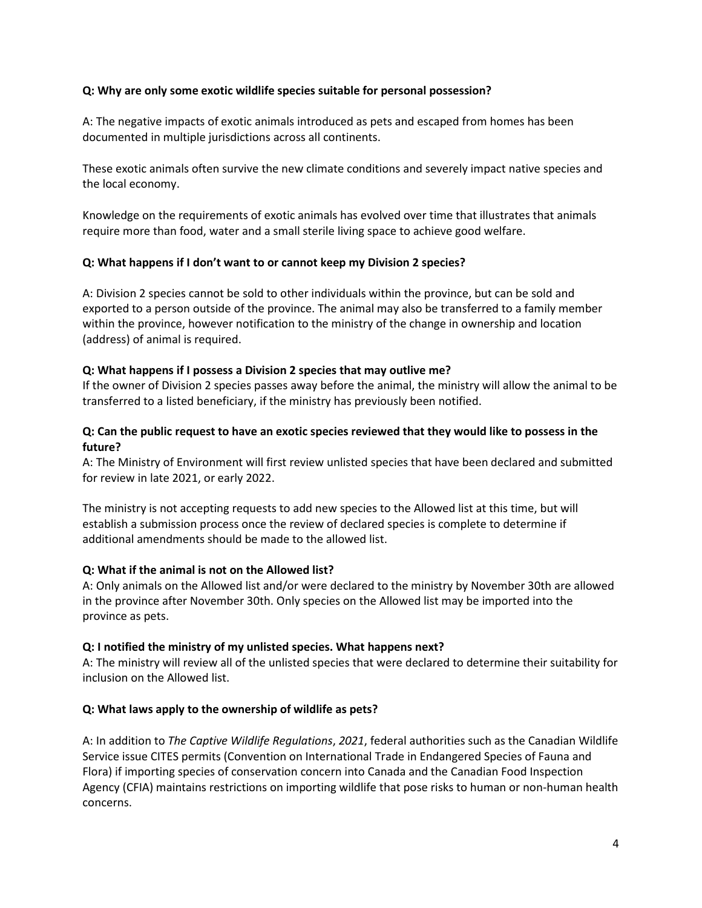**Q: Why are only some exotic wildlife species suitable for personal possession?**

A: The negative impacts of exotic animals introduced as pets and escaped from homes has been documented in multiple jurisdictions across all continents.

These exotic animals often survive the new climate conditions and severely impact native species and the local economy.

Knowledge on the requirements of exotic animals has evolved over time that illustrates that animals require more than food, water and a small sterile living space to achieve good welfare.

**Q: What happens if I don't want to or cannot keep my Division 2 species?**

A: Division 2 species cannot be sold to other individuals within the province, but can be sold and exported to a person outside of the province. The animal may also be transferred to a family member within the province, however notification to the ministry of the change in ownership and location (address) of animal is required.

**Q: What happens if I possess a Division 2 species that may outlive me?**

If the owner of Division 2 species passes away before the animal, the ministry will allow the animal to be transferred to a listed beneficiary, if the ministry has previously been notified.

**Q: Can the public request to have an exotic species reviewed that they would like to possess in the future?**

A: The Ministry of Environment will first review unlisted species that have been declared and submitted for review in late 2021, or early 2022.

The ministry is not accepting requests to add new species to the Allowed list at this time, but will establish a submission process once the review of declared species is complete to determine if additional amendments should be made to the allowed list.

**Q: What if the animal is not on the Allowed list?**

A: Only animals on the Allowed list and/or were declared to the ministry by November 30th are allowed in the province after November 30th. Only species on the Allowed list may be imported into the province as pets.

**Q: I notified the ministry of my unlisted species. What happens next?**

A: The ministry will review all of the unlisted species that were declared to determine their suitability for inclusion on the Allowed list.

**Q: What laws apply to the ownership of wildlife as pets?**

A: In addition to *The Captive Wildlife Regulations*, *2021*, federal authorities such as the Canadian Wildlife Service issue CITES permits (Convention on International Trade in Endangered Species of Fauna and Flora) if importing species of conservation concern into Canada and the Canadian Food Inspection Agency (CFIA) maintains restrictions on importing wildlife that pose risks to human or non-human health concerns.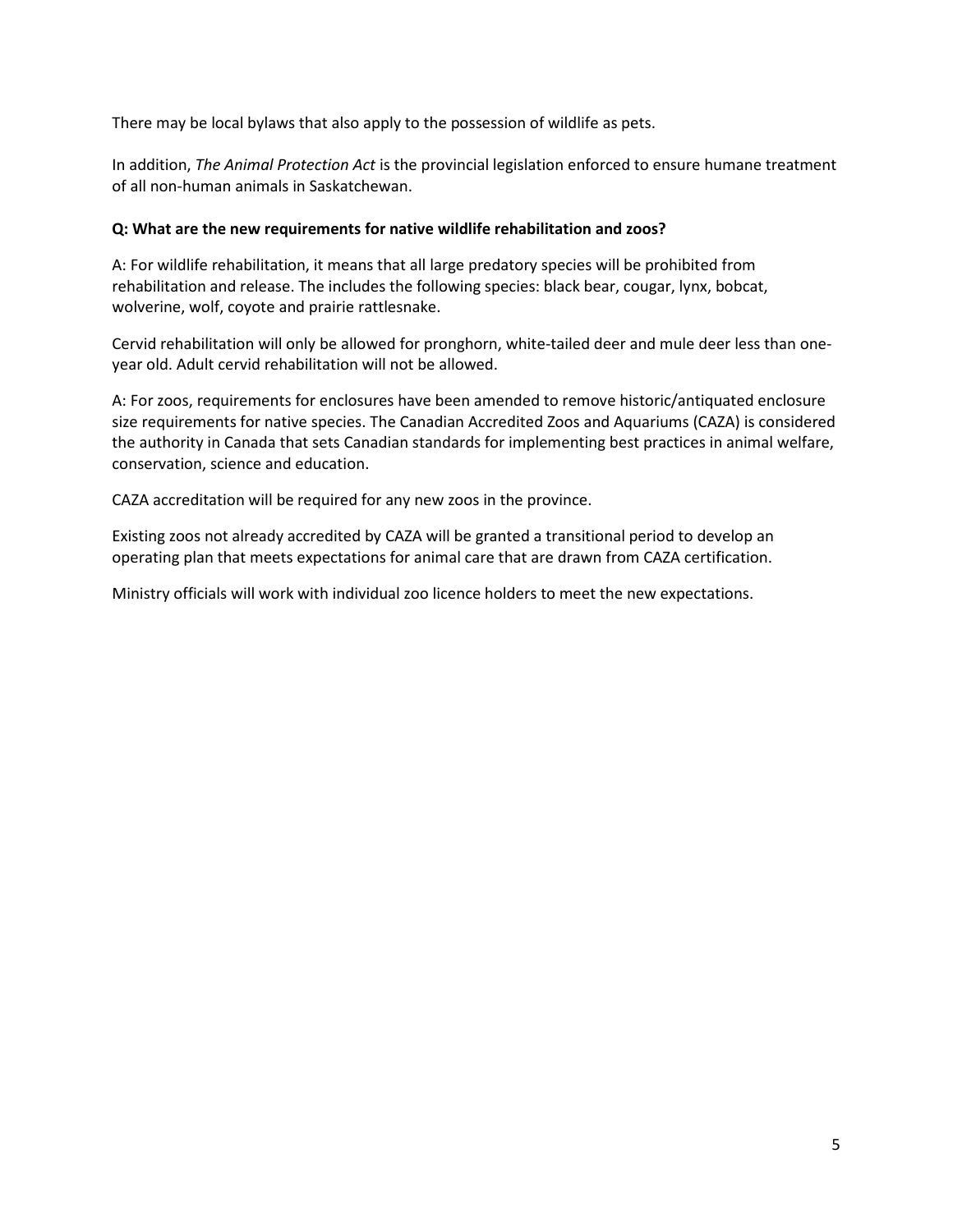There may be local bylaws that also apply to the possession of wildlife as pets.

In addition, *The Animal Protection Act* is the provincial legislation enforced to ensure humane treatment of all non-human animals in Saskatchewan.

**Q: What are the new requirements for native wildlife rehabilitation and zoos?**

A: For wildlife rehabilitation, it means that all large predatory species will be prohibited from rehabilitation and release. The includes the following species: black bear, cougar, lynx, bobcat, wolverine, wolf, coyote and prairie rattlesnake.

Cervid rehabilitation will only be allowed for pronghorn, white-tailed deer and mule deer less than one-year old. Adult cervid rehabilitation will not be allowed.

A: For zoos, requirements for enclosures have been amended to remove historic/antiquated enclosure size requirements for native species. The Canadian Accredited Zoos and Aquariums (CAZA) is considered the authority in Canada that sets Canadian standards for implementing best practices in animal welfare, conservation, science and education.

CAZA accreditation will be required for any new zoos in the province.

Existing zoos not already accredited by CAZA will be granted a transitional period to develop an operating plan that meets expectations for animal care that are drawn from CAZA certification.

Ministry officials will work with individual zoo licence holders to meet the new expectations.